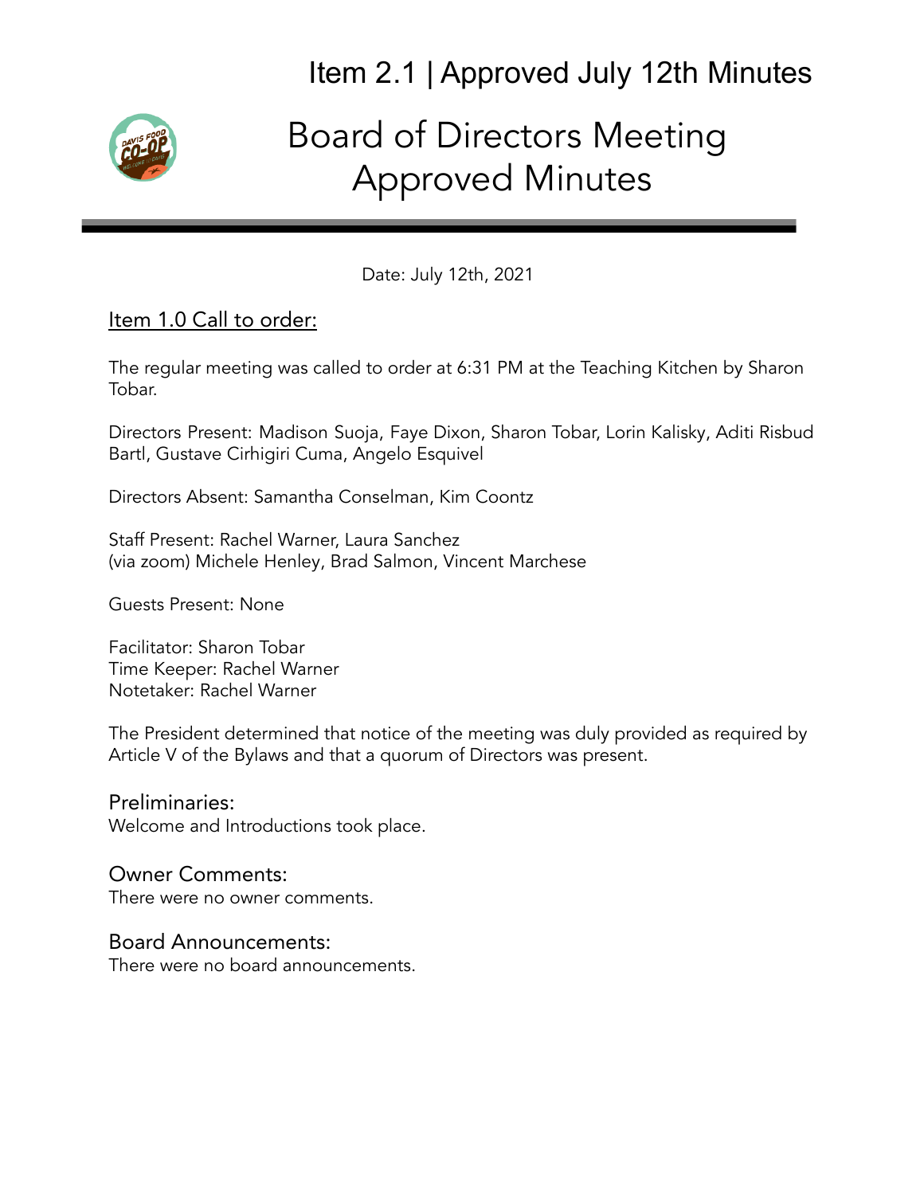Item 2.1 | Approved July 12th Minutes

# Board of Directors Meeting Approved Minutes

Date: July 12th, 2021

## Item 1.0 Call to order:

The regular meeting was called to order at 6:31 PM at the Teaching Kitchen by Sharon Tobar.

Directors Present: Madison Suoja, Faye Dixon, Sharon Tobar, Lorin Kalisky, Aditi Risbud Bartl, Gustave Cirhigiri Cuma, Angelo Esquivel

Directors Absent: Samantha Conselman, Kim Coontz

Staff Present: Rachel Warner, Laura Sanchez
(via zoom) Michele Henley, Brad Salmon, Vincent Marchese

Guests Present: None

Facilitator: Sharon Tobar
Time Keeper: Rachel Warner
Notetaker: Rachel Warner

The President determined that notice of the meeting was duly provided as required by Article V of the Bylaws and that a quorum of Directors was present.

### Preliminaries:

Welcome and Introductions took place.

### Owner Comments:

There were no owner comments.

### Board Announcements:

There were no board announcements.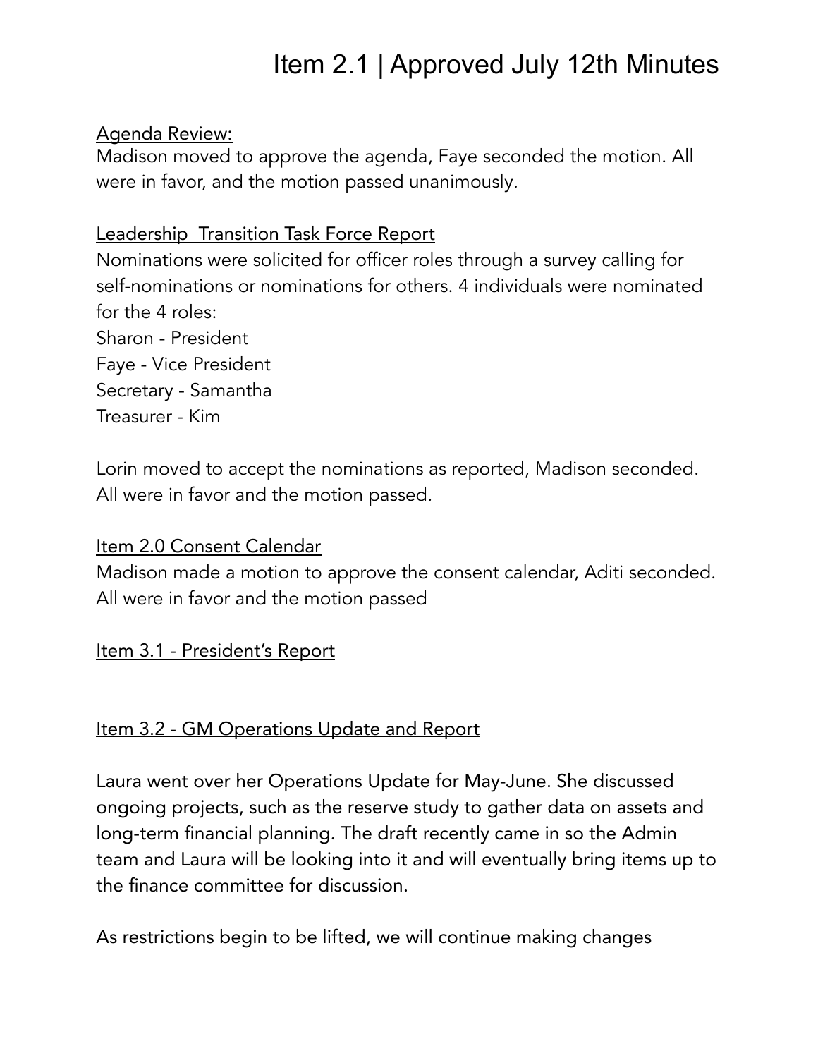# Item 2.1 | Approved July 12th Minutes

<u>Agenda Review:</u>
Madison moved to approve the agenda, Faye seconded the motion. All were in favor, and the motion passed unanimously.

<u>Leadership  Transition Task Force Report</u>
Nominations were solicited for officer roles through a survey calling for self-nominations or nominations for others. 4 individuals were nominated for the 4 roles:
Sharon - President
Faye - Vice President
Secretary - Samantha
Treasurer - Kim

Lorin moved to accept the nominations as reported, Madison seconded. All were in favor and the motion passed.

<u>Item 2.0 Consent Calendar</u>
Madison made a motion to approve the consent calendar, Aditi seconded. All were in favor and the motion passed

<u>Item 3.1 - President's Report</u>

<u>Item 3.2 - GM Operations Update and Report</u>

Laura went over her Operations Update for May-June. She discussed ongoing projects, such as the reserve study to gather data on assets and long-term financial planning. The draft recently came in so the Admin team and Laura will be looking into it and will eventually bring items up to the finance committee for discussion.

As restrictions begin to be lifted, we will continue making changes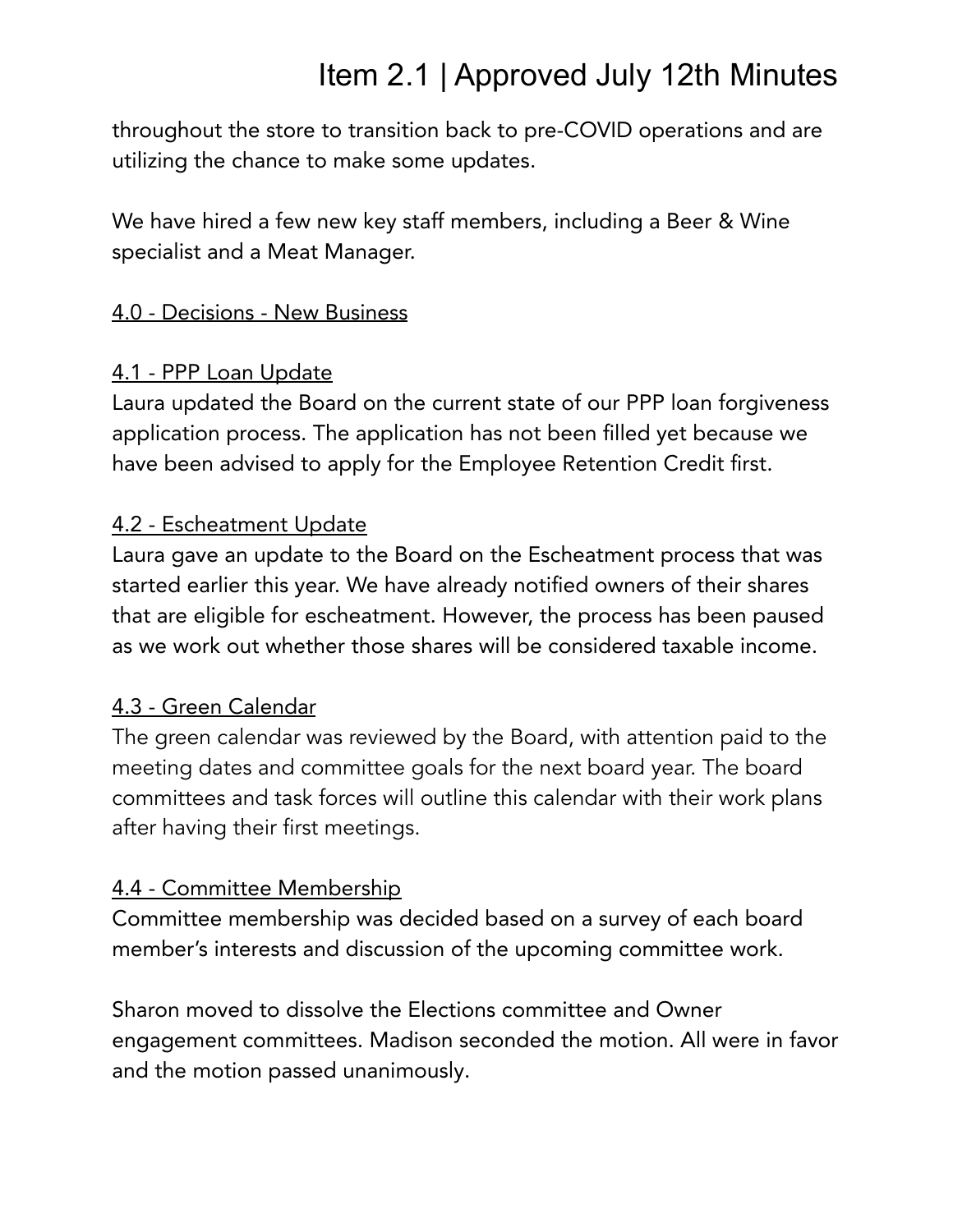throughout the store to transition back to pre-COVID operations and are utilizing the chance to make some updates.

We have hired a few new key staff members, including a Beer & Wine specialist and a Meat Manager.

## 4.0 - Decisions - New Business

### 4.1 - PPP Loan Update

Laura updated the Board on the current state of our PPP loan forgiveness application process. The application has not been filled yet because we have been advised to apply for the Employee Retention Credit first.

### 4.2 - Escheatment Update

Laura gave an update to the Board on the Escheatment process that was started earlier this year. We have already notified owners of their shares that are eligible for escheatment. However, the process has been paused as we work out whether those shares will be considered taxable income.

### 4.3 - Green Calendar

The green calendar was reviewed by the Board, with attention paid to the meeting dates and committee goals for the next board year. The board committees and task forces will outline this calendar with their work plans after having their first meetings.

### 4.4 - Committee Membership

Committee membership was decided based on a survey of each board member's interests and discussion of the upcoming committee work.

Sharon moved to dissolve the Elections committee and Owner engagement committees. Madison seconded the motion. All were in favor and the motion passed unanimously.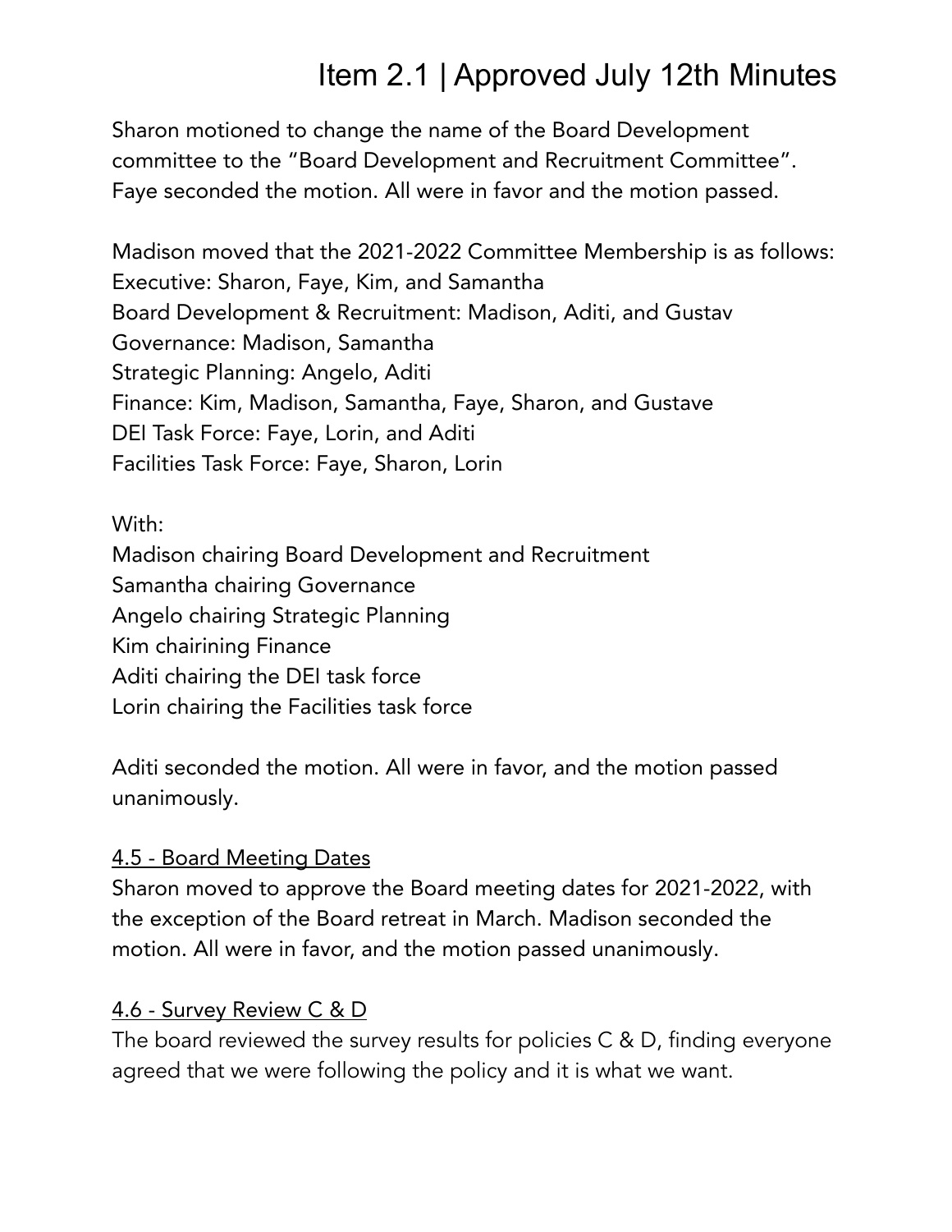# Item 2.1 | Approved July 12th Minutes

Sharon motioned to change the name of the Board Development committee to the "Board Development and Recruitment Committee". Faye seconded the motion. All were in favor and the motion passed.

Madison moved that the 2021-2022 Committee Membership is as follows:
Executive: Sharon, Faye, Kim, and Samantha
Board Development & Recruitment: Madison, Aditi, and Gustav
Governance: Madison, Samantha
Strategic Planning: Angelo, Aditi
Finance: Kim, Madison, Samantha, Faye, Sharon, and Gustave
DEI Task Force: Faye, Lorin, and Aditi
Facilities Task Force: Faye, Sharon, Lorin

With:
Madison chairing Board Development and Recruitment
Samantha chairing Governance
Angelo chairing Strategic Planning
Kim chairining Finance
Aditi chairing the DEI task force
Lorin chairing the Facilities task force

Aditi seconded the motion. All were in favor, and the motion passed unanimously.

<u>4.5 - Board Meeting Dates</u>
Sharon moved to approve the Board meeting dates for 2021-2022, with the exception of the Board retreat in March. Madison seconded the motion. All were in favor, and the motion passed unanimously.

<u>4.6 - Survey Review C & D</u>
The board reviewed the survey results for policies C & D, finding everyone agreed that we were following the policy and it is what we want.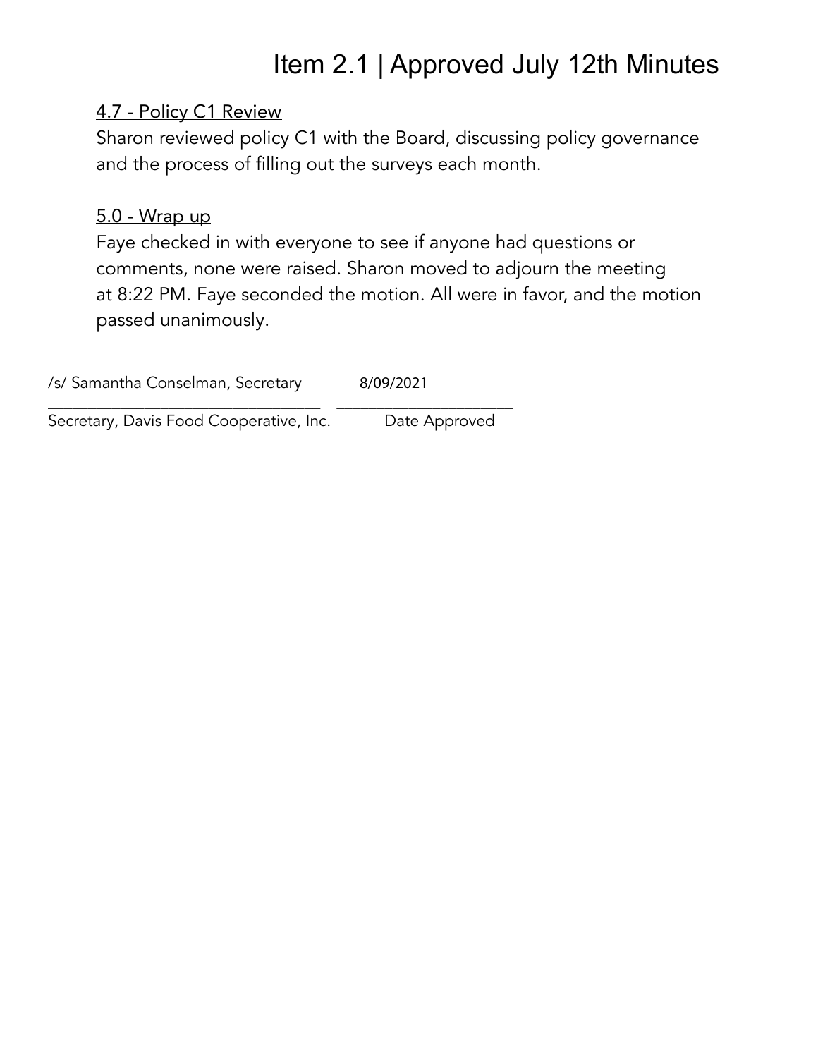# Item 2.1 | Approved July 12th Minutes

<u>4.7 - Policy C1 Review</u>

Sharon reviewed policy C1 with the Board, discussing policy governance and the process of filling out the surveys each month.

<u>5.0 - Wrap up</u>

Faye checked in with everyone to see if anyone had questions or comments, none were raised. Sharon moved to adjourn the meeting at 8:22 PM. Faye seconded the motion. All were in favor, and the motion passed unanimously.

| | |
|---|---|
| /s/ Samantha Conselman, Secretary | 8/09/2021 |
| Secretary, Davis Food Cooperative, Inc. | Date Approved |